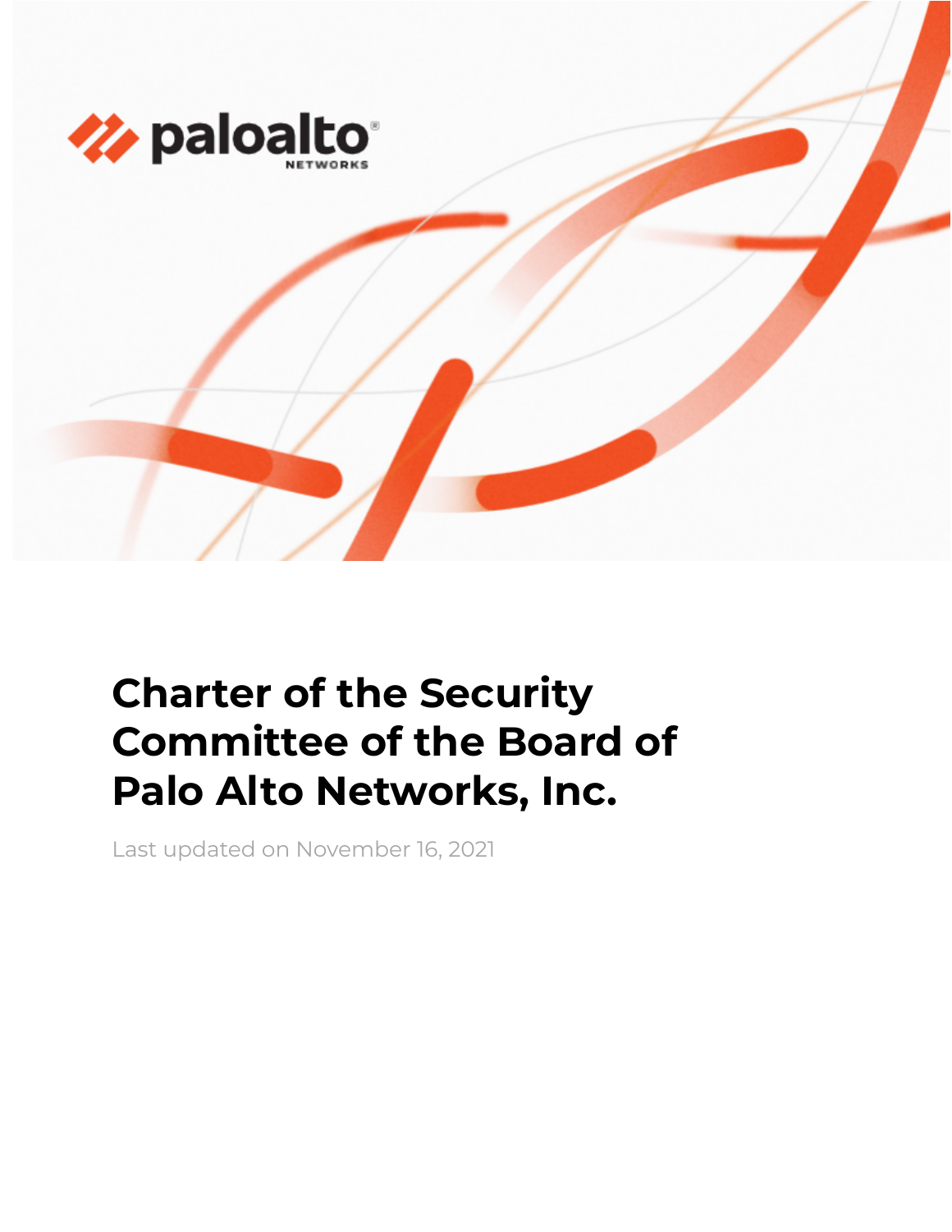# Charter of the Security Committee of the Board of Palo Alto Networks, Inc.

Last updated on November 16, 2021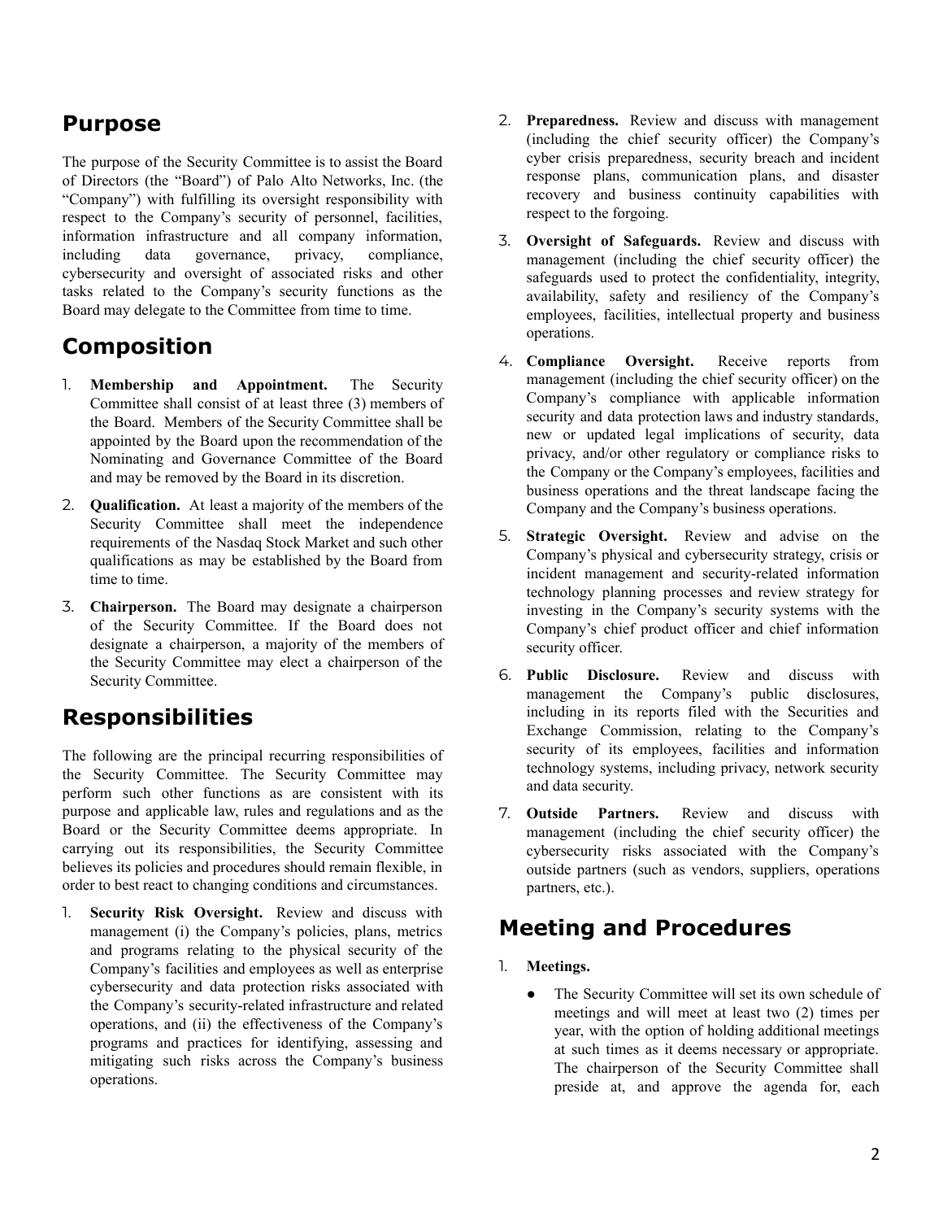## Purpose

The purpose of the Security Committee is to assist the Board of Directors (the "Board") of Palo Alto Networks, Inc. (the "Company") with fulfilling its oversight responsibility with respect to the Company's security of personnel, facilities, information infrastructure and all company information, including data governance, privacy, compliance, cybersecurity and oversight of associated risks and other tasks related to the Company's security functions as the Board may delegate to the Committee from time to time.

## Composition

1. **Membership and Appointment.** The Security Committee shall consist of at least three (3) members of the Board. Members of the Security Committee shall be appointed by the Board upon the recommendation of the Nominating and Governance Committee of the Board and may be removed by the Board in its discretion.
2. **Qualification.** At least a majority of the members of the Security Committee shall meet the independence requirements of the Nasdaq Stock Market and such other qualifications as may be established by the Board from time to time.
3. **Chairperson.** The Board may designate a chairperson of the Security Committee. If the Board does not designate a chairperson, a majority of the members of the Security Committee may elect a chairperson of the Security Committee.

## Responsibilities

The following are the principal recurring responsibilities of the Security Committee. The Security Committee may perform such other functions as are consistent with its purpose and applicable law, rules and regulations and as the Board or the Security Committee deems appropriate. In carrying out its responsibilities, the Security Committee believes its policies and procedures should remain flexible, in order to best react to changing conditions and circumstances.

1. **Security Risk Oversight.** Review and discuss with management (i) the Company's policies, plans, metrics and programs relating to the physical security of the Company's facilities and employees as well as enterprise cybersecurity and data protection risks associated with the Company's security-related infrastructure and related operations, and (ii) the effectiveness of the Company's programs and practices for identifying, assessing and mitigating such risks across the Company's business operations.
2. **Preparedness.** Review and discuss with management (including the chief security officer) the Company's cyber crisis preparedness, security breach and incident response plans, communication plans, and disaster recovery and business continuity capabilities with respect to the forgoing.
3. **Oversight of Safeguards.** Review and discuss with management (including the chief security officer) the safeguards used to protect the confidentiality, integrity, availability, safety and resiliency of the Company's employees, facilities, intellectual property and business operations.
4. **Compliance Oversight.** Receive reports from management (including the chief security officer) on the Company's compliance with applicable information security and data protection laws and industry standards, new or updated legal implications of security, data privacy, and/or other regulatory or compliance risks to the Company or the Company's employees, facilities and business operations and the threat landscape facing the Company and the Company's business operations.
5. **Strategic Oversight.** Review and advise on the Company's physical and cybersecurity strategy, crisis or incident management and security-related information technology planning processes and review strategy for investing in the Company's security systems with the Company's chief product officer and chief information security officer.
6. **Public Disclosure.** Review and discuss with management the Company's public disclosures, including in its reports filed with the Securities and Exchange Commission, relating to the Company's security of its employees, facilities and information technology systems, including privacy, network security and data security.
7. **Outside Partners.** Review and discuss with management (including the chief security officer) the cybersecurity risks associated with the Company's outside partners (such as vendors, suppliers, operations partners, etc.).

## Meeting and Procedures

1. **Meetings.**
   - The Security Committee will set its own schedule of meetings and will meet at least two (2) times per year, with the option of holding additional meetings at such times as it deems necessary or appropriate. The chairperson of the Security Committee shall preside at, and approve the agenda for, each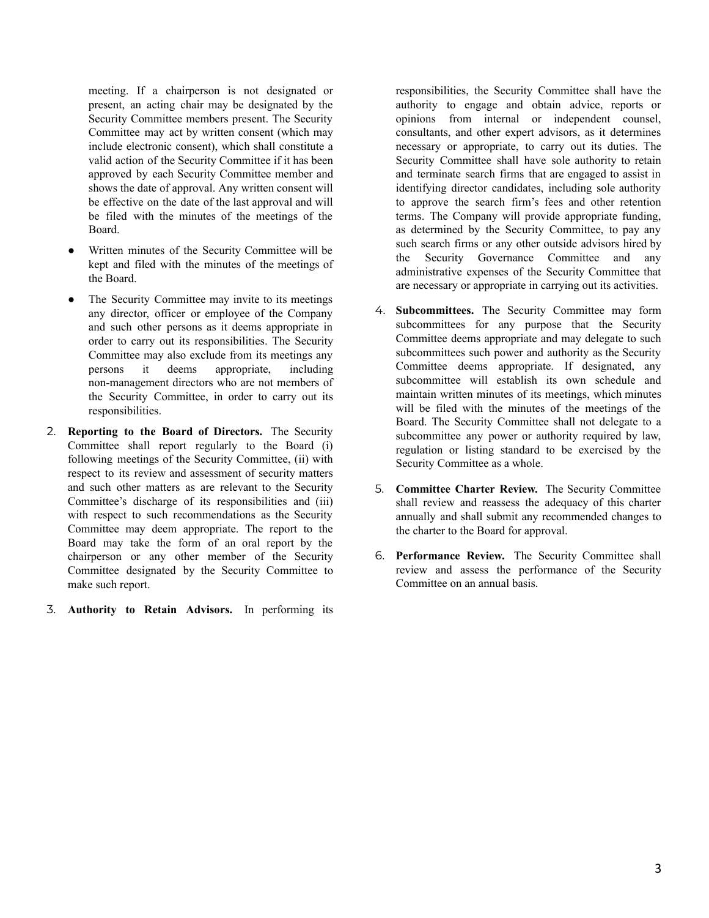meeting. If a chairperson is not designated or present, an acting chair may be designated by the Security Committee members present. The Security Committee may act by written consent (which may include electronic consent), which shall constitute a valid action of the Security Committee if it has been approved by each Security Committee member and shows the date of approval. Any written consent will be effective on the date of the last approval and will be filed with the minutes of the meetings of the Board.

- Written minutes of the Security Committee will be kept and filed with the minutes of the meetings of the Board.
- The Security Committee may invite to its meetings any director, officer or employee of the Company and such other persons as it deems appropriate in order to carry out its responsibilities. The Security Committee may also exclude from its meetings any persons it deems appropriate, including non-management directors who are not members of the Security Committee, in order to carry out its responsibilities.

2. **Reporting to the Board of Directors.** The Security Committee shall report regularly to the Board (i) following meetings of the Security Committee, (ii) with respect to its review and assessment of security matters and such other matters as are relevant to the Security Committee's discharge of its responsibilities and (iii) with respect to such recommendations as the Security Committee may deem appropriate. The report to the Board may take the form of an oral report by the chairperson or any other member of the Security Committee designated by the Security Committee to make such report.

3. **Authority to Retain Advisors.** In performing its responsibilities, the Security Committee shall have the authority to engage and obtain advice, reports or opinions from internal or independent counsel, consultants, and other expert advisors, as it determines necessary or appropriate, to carry out its duties. The Security Committee shall have sole authority to retain and terminate search firms that are engaged to assist in identifying director candidates, including sole authority to approve the search firm's fees and other retention terms. The Company will provide appropriate funding, as determined by the Security Committee, to pay any such search firms or any other outside advisors hired by the Security Governance Committee and any administrative expenses of the Security Committee that are necessary or appropriate in carrying out its activities.

4. **Subcommittees.** The Security Committee may form subcommittees for any purpose that the Security Committee deems appropriate and may delegate to such subcommittees such power and authority as the Security Committee deems appropriate. If designated, any subcommittee will establish its own schedule and maintain written minutes of its meetings, which minutes will be filed with the minutes of the meetings of the Board. The Security Committee shall not delegate to a subcommittee any power or authority required by law, regulation or listing standard to be exercised by the Security Committee as a whole.

5. **Committee Charter Review.** The Security Committee shall review and reassess the adequacy of this charter annually and shall submit any recommended changes to the charter to the Board for approval.

6. **Performance Review.** The Security Committee shall review and assess the performance of the Security Committee on an annual basis.